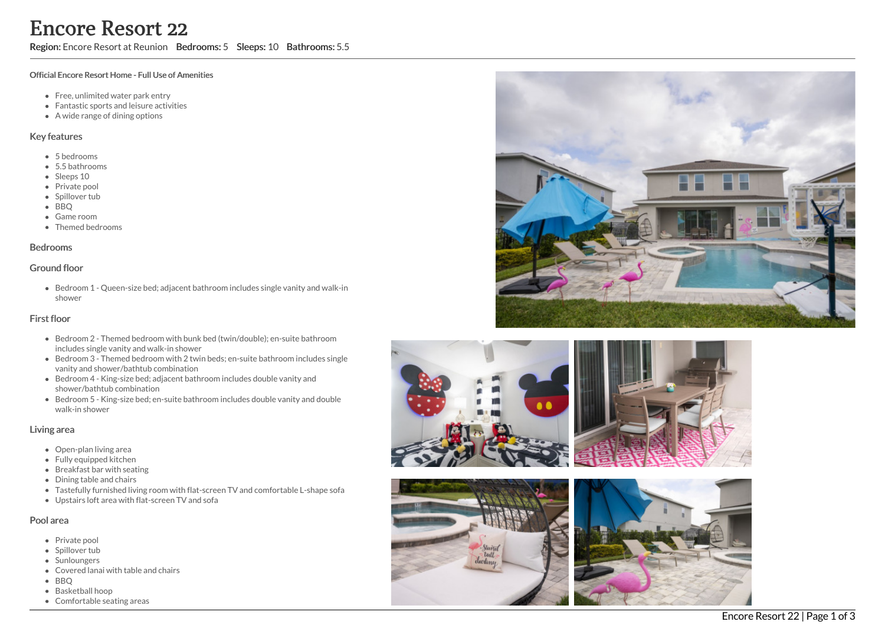# Encore Resort 22

**Region:** Encore Resort at Reunion **Bedrooms:** 5 **Sleeps:** 10 **Bathrooms:** 5.5

**Official Encore Resort Home - Full Use of Amenities**

- Free, unlimited water park entry
- Fantastic sports and leisure activities
- A wide range of dining options

## Key features

- 5 bedrooms
- 5.5 bathrooms
- Sleeps 10
- Private pool
- Spillover tub
- BBQ
- Game room
- Themed bedrooms

## Bedrooms

## Ground floor

- Bedroom 1 - Queen-size bed; adjacent bathroom includes single vanity and walk-in shower

## First floor

- Bedroom 2 - Themed bedroom with bunk bed (twin/double); en-suite bathroom includes single vanity and walk-in shower
- Bedroom 3 - Themed bedroom with 2 twin beds; en-suite bathroom includes single vanity and shower/bathtub combination
- Bedroom 4 - King-size bed; adjacent bathroom includes double vanity and shower/bathtub combination
- Bedroom 5 - King-size bed; en-suite bathroom includes double vanity and double walk-in shower

## Living area

- Open-plan living area
- Fully equipped kitchen
- Breakfast bar with seating
- Dining table and chairs
- Tastefully furnished living room with flat-screen TV and comfortable L-shape sofa
- Upstairs loft area with flat-screen TV and sofa

## Pool area

- Private pool
- Spillover tub
- Sunloungers
- Covered lanai with table and chairs
- BBQ
- Basketball hoop
- Comfortable seating areas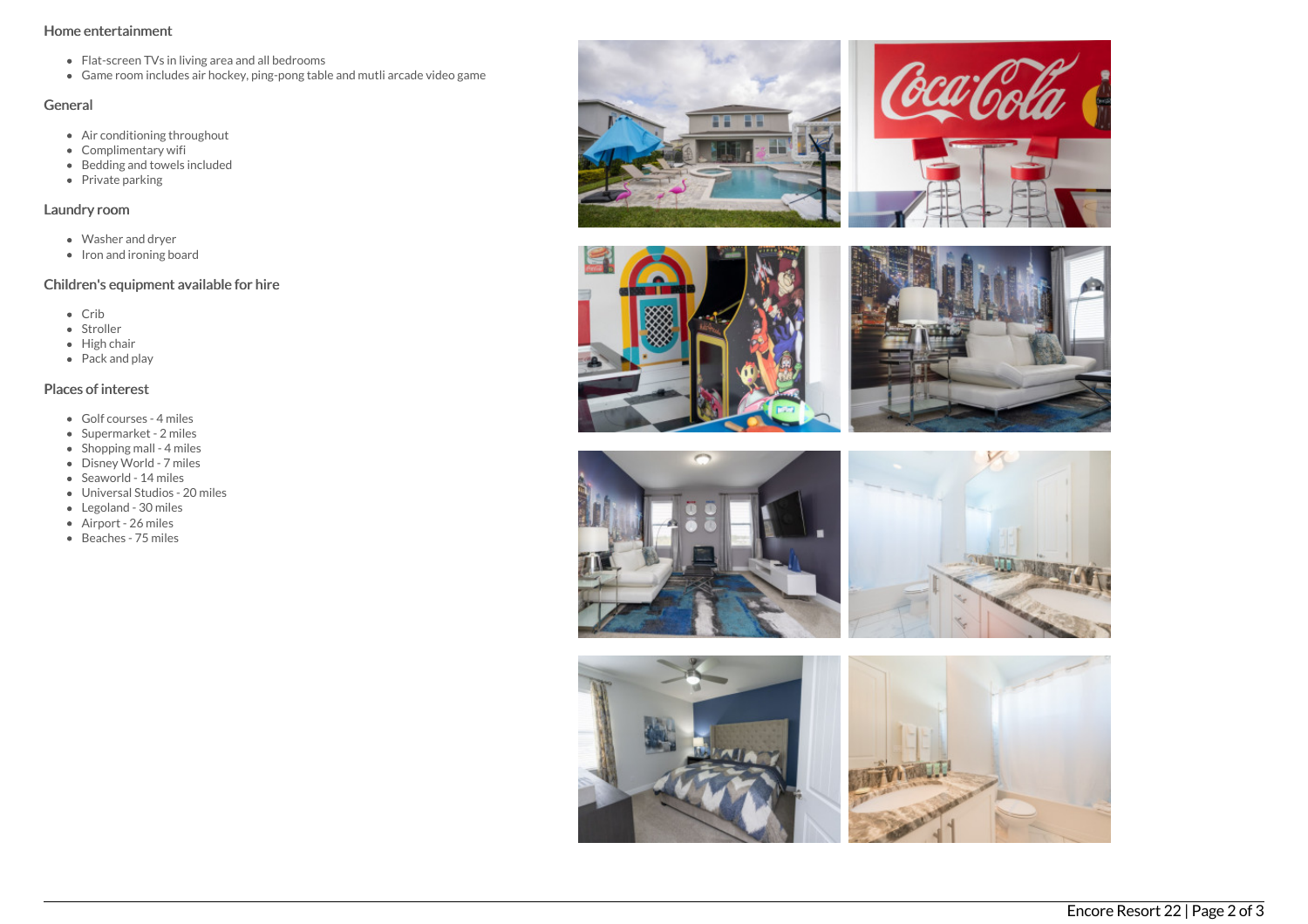### Home entertainment

- Flat-screen TVs in living area and all bedrooms
- Game room includes air hockey, ping-pong table and mutli arcade video game

### General

- Air conditioning throughout
- Complimentary wifi
- Bedding and towels included
- Private parking

### Laundry room

- Washer and dryer
- Iron and ironing board

### Children's equipment available for hire

- Crib
- Stroller
- High chair
- Pack and play

### Places of interest

- Golf courses - 4 miles
- Supermarket - 2 miles
- Shopping mall - 4 miles
- Disney World - 7 miles
- Seaworld - 14 miles
- Universal Studios - 20 miles
- Legoland - 30 miles
- Airport - 26 miles
- Beaches - 75 miles